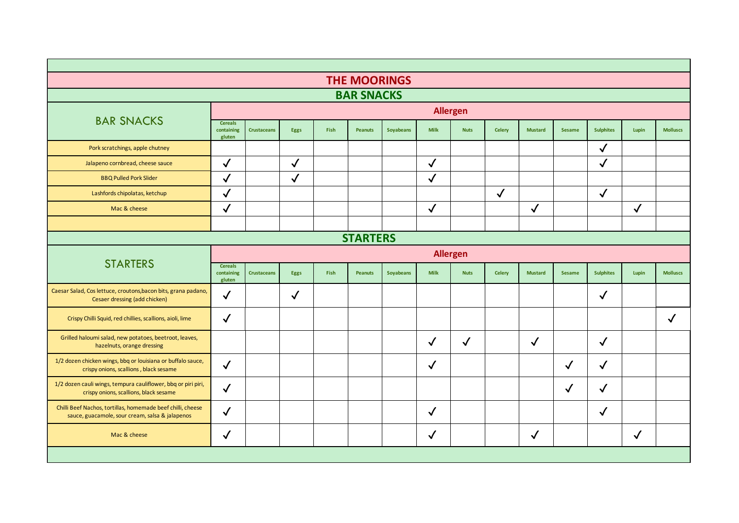# THE MOORINGS

## BAR SNACKS

| BAR SNACKS | Cereals containing gluten | Crustaceans | Eggs | Fish | Peanuts | Soyabeans | Milk | Nuts | Celery | Mustard | Sesame | Sulphites | Lupin | Molluscs |
|---|---|---|---|---|---|---|---|---|---|---|---|---|---|---|
| Pork scratchings, apple chutney | | | | | | | | | | | | ✓ | | |
| Jalapeno cornbread, cheese sauce | ✓ | | ✓ | | | | ✓ | | | | | ✓ | | |
| BBQ Pulled Pork Slider | ✓ | | ✓ | | | | ✓ | | | | | | | |
| Lashfords chipolatas, ketchup | ✓ | | | | | | | | ✓ | | | ✓ | | |
| Mac & cheese | ✓ | | | | | | ✓ | | | ✓ | | | ✓ | |

## STARTERS

| STARTERS | Cereals containing gluten | Crustaceans | Eggs | Fish | Peanuts | Soyabeans | Milk | Nuts | Celery | Mustard | Sesame | Sulphites | Lupin | Molluscs |
|---|---|---|---|---|---|---|---|---|---|---|---|---|---|---|
| Caesar Salad, Cos lettuce, croutons,bacon bits, grana padano, Cesaer dressing (add chicken) | ✓ | | ✓ | | | | | | | | | ✓ | | |
| Crispy Chilli Squid, red chillies, scallions, aioli, lime | ✓ | | | | | | | | | | | | | ✓ |
| Grilled haloumi salad, new potatoes, beetroot, leaves, hazelnuts, orange dressing | | | | | | | ✓ | ✓ | | ✓ | | ✓ | | |
| 1/2 dozen chicken wings, bbq or louisiana or buffalo sauce, crispy onions, scallions , black sesame | ✓ | | | | | | ✓ | | | | ✓ | ✓ | | |
| 1/2 dozen cauli wings, tempura cauliflower, bbq or piri piri, crispy onions, scallions, black sesame | ✓ | | | | | | | | | | ✓ | ✓ | | |
| Chilli Beef Nachos, tortillas, homemade beef chilli, cheese sauce, guacamole, sour cream, salsa & jalapenos | ✓ | | | | | | ✓ | | | | | ✓ | | |
| Mac & cheese | ✓ | | | | | | ✓ | | | ✓ | | | ✓ | |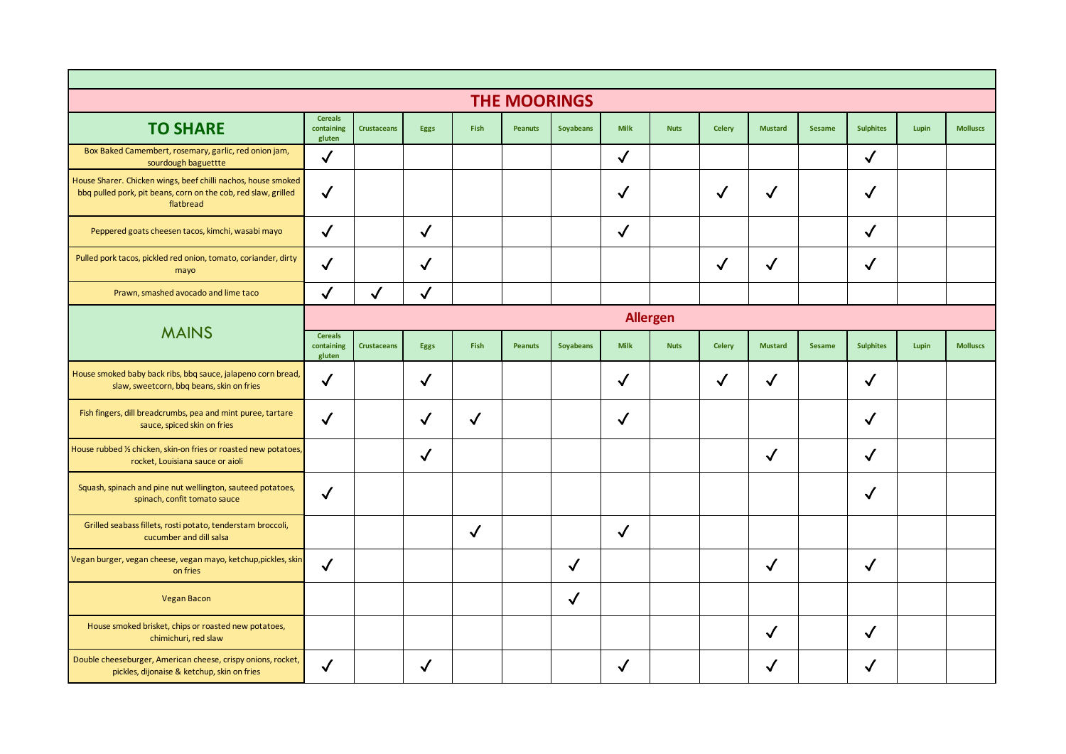# THE MOORINGS

| TO SHARE | Cereals containing gluten | Crustaceans | Eggs | Fish | Peanuts | Soyabeans | Milk | Nuts | Celery | Mustard | Sesame | Sulphites | Lupin | Molluscs |
|---|---|---|---|---|---|---|---|---|---|---|---|---|---|---|
| Box Baked Camembert, rosemary, garlic, red onion jam, sourdough baguette | ✓ | | | | | | ✓ | | | | | ✓ | | |
| House Sharer. Chicken wings, beef chilli nachos, house smoked bbq pulled pork, pit beans, corn on the cob, red slaw, grilled flatbread | ✓ | | | | | | ✓ | | ✓ | ✓ | | ✓ | | |
| Peppered goats cheesen tacos, kimchi, wasabi mayo | ✓ | | ✓ | | | | ✓ | | | | | ✓ | | |
| Pulled pork tacos, pickled red onion, tomato, coriander, dirty mayo | ✓ | | ✓ | | | | | | ✓ | ✓ | | ✓ | | |
| Prawn, smashed avocado and lime taco | ✓ | ✓ | ✓ | | | | | | | | | | | |

## Allergen

| MAINS | Cereals containing gluten | Crustaceans | Eggs | Fish | Peanuts | Soyabeans | Milk | Nuts | Celery | Mustard | Sesame | Sulphites | Lupin | Molluscs |
|---|---|---|---|---|---|---|---|---|---|---|---|---|---|---|
| House smoked baby back ribs, bbq sauce, jalapeno corn bread, slaw, sweetcorn, bbq beans, skin on fries | ✓ | | ✓ | | | | ✓ | | ✓ | ✓ | | ✓ | | |
| Fish fingers, dill breadcrumbs, pea and mint puree, tartare sauce, spiced skin on fries | ✓ | | ✓ | ✓ | | | ✓ | | | | | ✓ | | |
| House rubbed ½ chicken, skin-on fries or roasted new potatoes, rocket, Louisiana sauce or aioli | | | ✓ | | | | | | | ✓ | | ✓ | | |
| Squash, spinach and pine nut wellington, sauteed potatoes, spinach, confit tomato sauce | ✓ | | | | | | | | | | | ✓ | | |
| Grilled seabass fillets, rosti potato, tenderstam broccoli, cucumber and dill salsa | | | | ✓ | | | ✓ | | | | | | | |
| Vegan burger, vegan cheese, vegan mayo, ketchup,pickles, skin on fries | ✓ | | | | | ✓ | | | | ✓ | | ✓ | | |
| Vegan Bacon | | | | | | ✓ | | | | | | | | |
| House smoked brisket, chips or roasted new potatoes, chimichuri, red slaw | | | | | | | | | | ✓ | | ✓ | | |
| Double cheeseburger, American cheese, crispy onions, rocket, pickles, dijonaise & ketchup, skin on fries | ✓ | | ✓ | | | | ✓ | | | ✓ | | ✓ | | |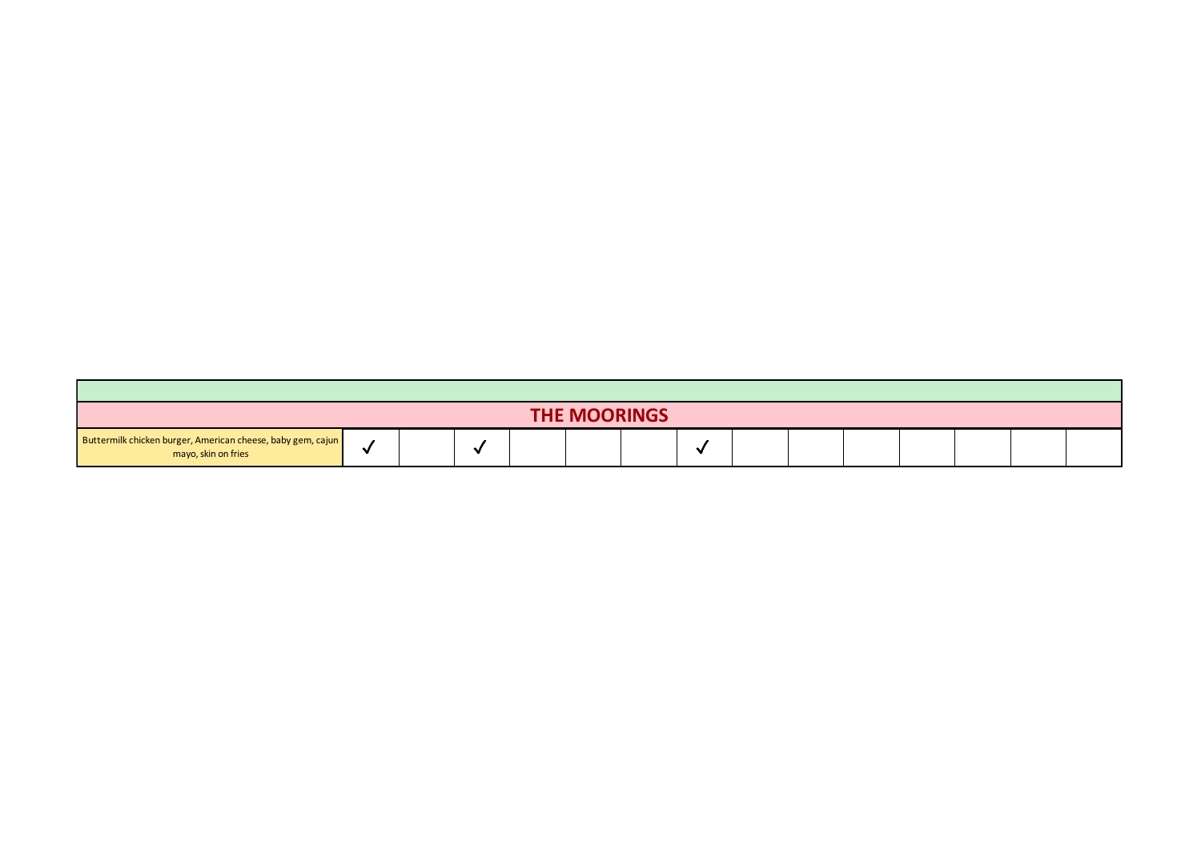| | | | | | | | | | | | | | | |
|---|---|---|---|---|---|---|---|---|---|---|---|---|---|---|
| **THE MOORINGS** | | | | | | | | | | | | | | |
| Buttermilk chicken burger, American cheese, baby gem, cajun mayo, skin on fries | ✓ | | ✓ | | | | ✓ | | | | | | | |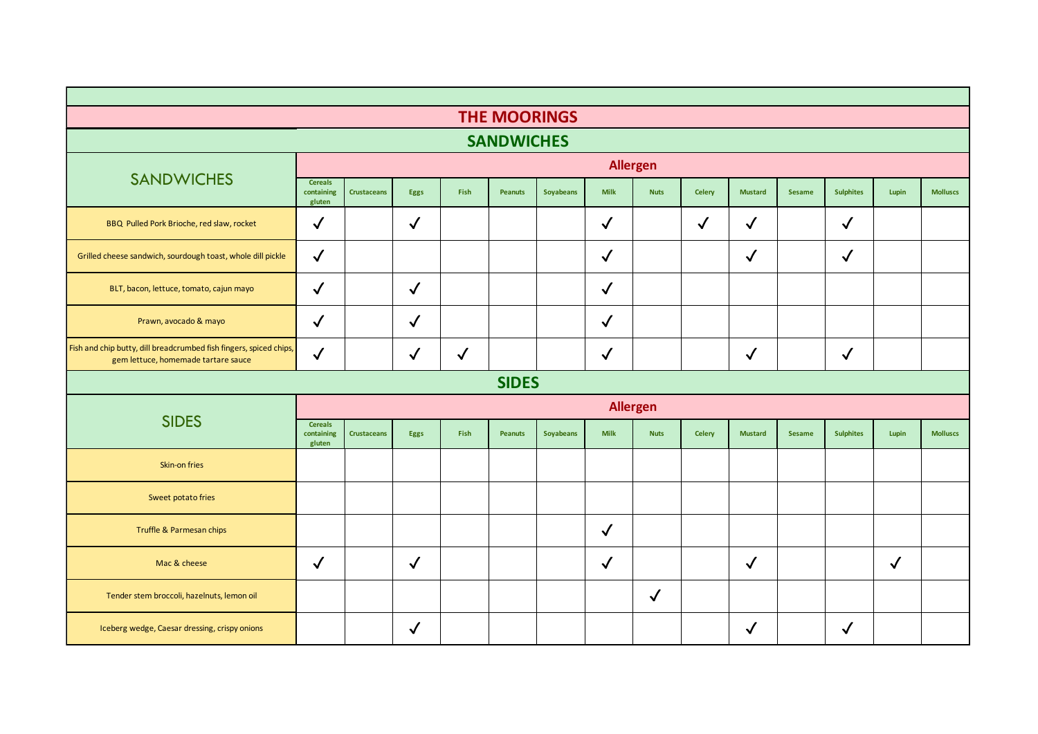# THE MOORINGS

## SANDWICHES

| SANDWICHES | Allergen | | | | | | | | | | | | | |
|---|---|---|---|---|---|---|---|---|---|---|---|---|---|---|
| | Cereals containing gluten | Crustaceans | Eggs | Fish | Peanuts | Soyabeans | Milk | Nuts | Celery | Mustard | Sesame | Sulphites | Lupin | Molluscs |
| BBQ Pulled Pork Brioche, red slaw, rocket | ✓ | | ✓ | | | | ✓ | | ✓ | ✓ | | ✓ | | |
| Grilled cheese sandwich, sourdough toast, whole dill pickle | ✓ | | | | | | ✓ | | | ✓ | | ✓ | | |
| BLT, bacon, lettuce, tomato, cajun mayo | ✓ | | ✓ | | | | ✓ | | | | | | | |
| Prawn, avocado & mayo | ✓ | | ✓ | | | | ✓ | | | | | | | |
| Fish and chip butty, dill breadcrumbed fish fingers, spiced chips, gem lettuce, homemade tartare sauce | ✓ | | ✓ | ✓ | | | ✓ | | | ✓ | | ✓ | | |

## SIDES

| SIDES | Allergen | | | | | | | | | | | | | |
|---|---|---|---|---|---|---|---|---|---|---|---|---|---|---|
| | Cereals containing gluten | Crustaceans | Eggs | Fish | Peanuts | Soyabeans | Milk | Nuts | Celery | Mustard | Sesame | Sulphites | Lupin | Molluscs |
| Skin-on fries | | | | | | | | | | | | | | |
| Sweet potato fries | | | | | | | | | | | | | | |
| Truffle & Parmesan chips | | | | | | | ✓ | | | | | | | |
| Mac & cheese | ✓ | | ✓ | | | | ✓ | | | ✓ | | | ✓ | |
| Tender stem broccoli, hazelnuts, lemon oil | | | | | | | | ✓ | | | | | | |
| Iceberg wedge, Caesar dressing, crispy onions | | | ✓ | | | | | | | ✓ | | ✓ | | |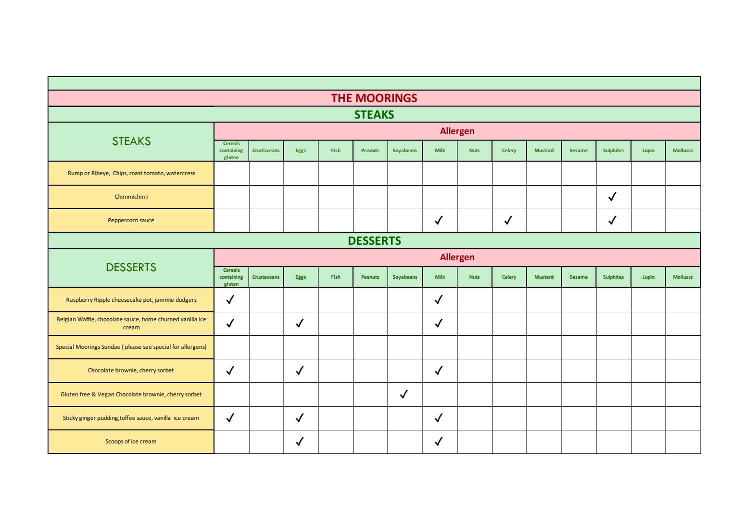# THE MOORINGS

## STEAKS

| STEAKS | Cereals containing gluten | Crustaceans | Eggs | Fish | Peanuts | Soyabeans | Milk | Nuts | Celery | Mustard | Sesame | Sulphites | Lupin | Molluscs |
|---|---|---|---|---|---|---|---|---|---|---|---|---|---|---|
| Rump or Ribeye, Chips, roast tomato, watercress | | | | | | | | | | | | | | |
| Chimmichirri | | | | | | | | | | | | ✓ | | |
| Peppercorn sauce | | | | | | | ✓ | | ✓ | | | ✓ | | |

## DESSERTS

| DESSERTS | Cereals containing gluten | Crustaceans | Eggs | Fish | Peanuts | Soyabeans | Milk | Nuts | Celery | Mustard | Sesame | Sulphites | Lupin | Molluscs |
|---|---|---|---|---|---|---|---|---|---|---|---|---|---|---|
| Raspberry Ripple cheesecake pot, jammie dodgers | ✓ | | | | | | ✓ | | | | | | | |
| Belgian Waffle, chocolate sauce, home churned vanilla ice cream | ✓ | | ✓ | | | | ✓ | | | | | | | |
| Special Moorings Sundae ( please see special for allergens) | | | | | | | | | | | | | | |
| Chocolate brownie, cherry sorbet | ✓ | | ✓ | | | | ✓ | | | | | | | |
| Gluten free & Vegan Chocolate brownie, cherry sorbet | | | | | | ✓ | | | | | | | | |
| Sticky ginger pudding,toffee sauce, vanilla ice cream | ✓ | | ✓ | | | | ✓ | | | | | | | |
| Scoops of ice cream | | | ✓ | | | | ✓ | | | | | | | |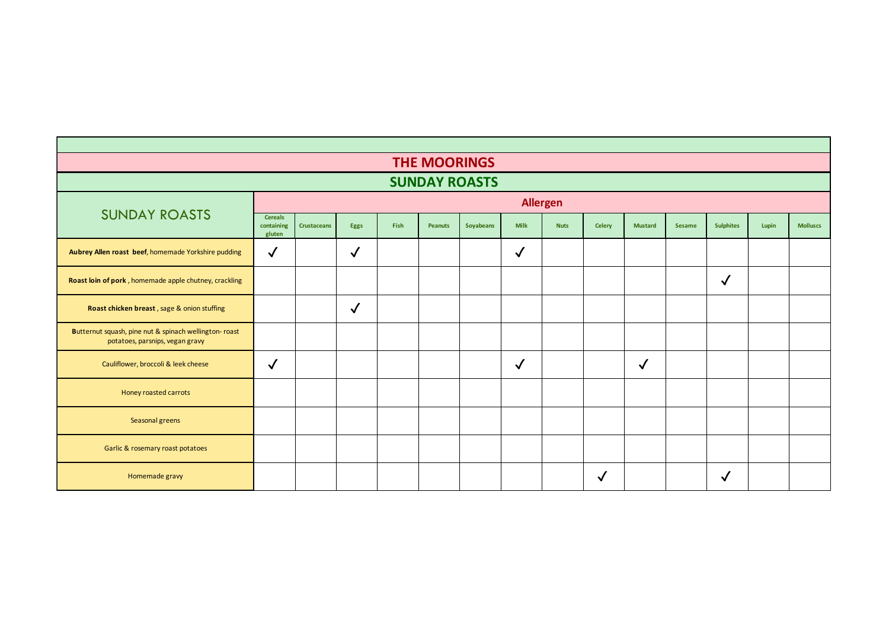# THE MOORINGS

## SUNDAY ROASTS

| SUNDAY ROASTS | Allergen | | | | | | | | | | | | | |
|---|---|---|---|---|---|---|---|---|---|---|---|---|---|---|
| | Cereals containing gluten | Crustaceans | Eggs | Fish | Peanuts | Soyabeans | Milk | Nuts | Celery | Mustard | Sesame | Sulphites | Lupin | Molluscs |
| **Aubrey Allen roast beef**, homemade Yorkshire pudding | ✓ | | ✓ | | | | ✓ | | | | | | | |
| **Roast loin of pork** , homemade apple chutney, crackling | | | | | | | | | | | | ✓ | | |
| **Roast chicken breast** , sage & onion stuffing | | | ✓ | | | | | | | | | | | |
| **B**utternut squash, pine nut & spinach wellington- roast potatoes, parsnips, vegan gravy | | | | | | | | | | | | | | |
| Cauliflower, broccoli & leek cheese | ✓ | | | | | | ✓ | | | ✓ | | | | |
| Honey roasted carrots | | | | | | | | | | | | | | |
| Seasonal greens | | | | | | | | | | | | | | |
| Garlic & rosemary roast potatoes | | | | | | | | | | | | | | |
| Homemade gravy | | | | | | | | | ✓ | | | ✓ | | |